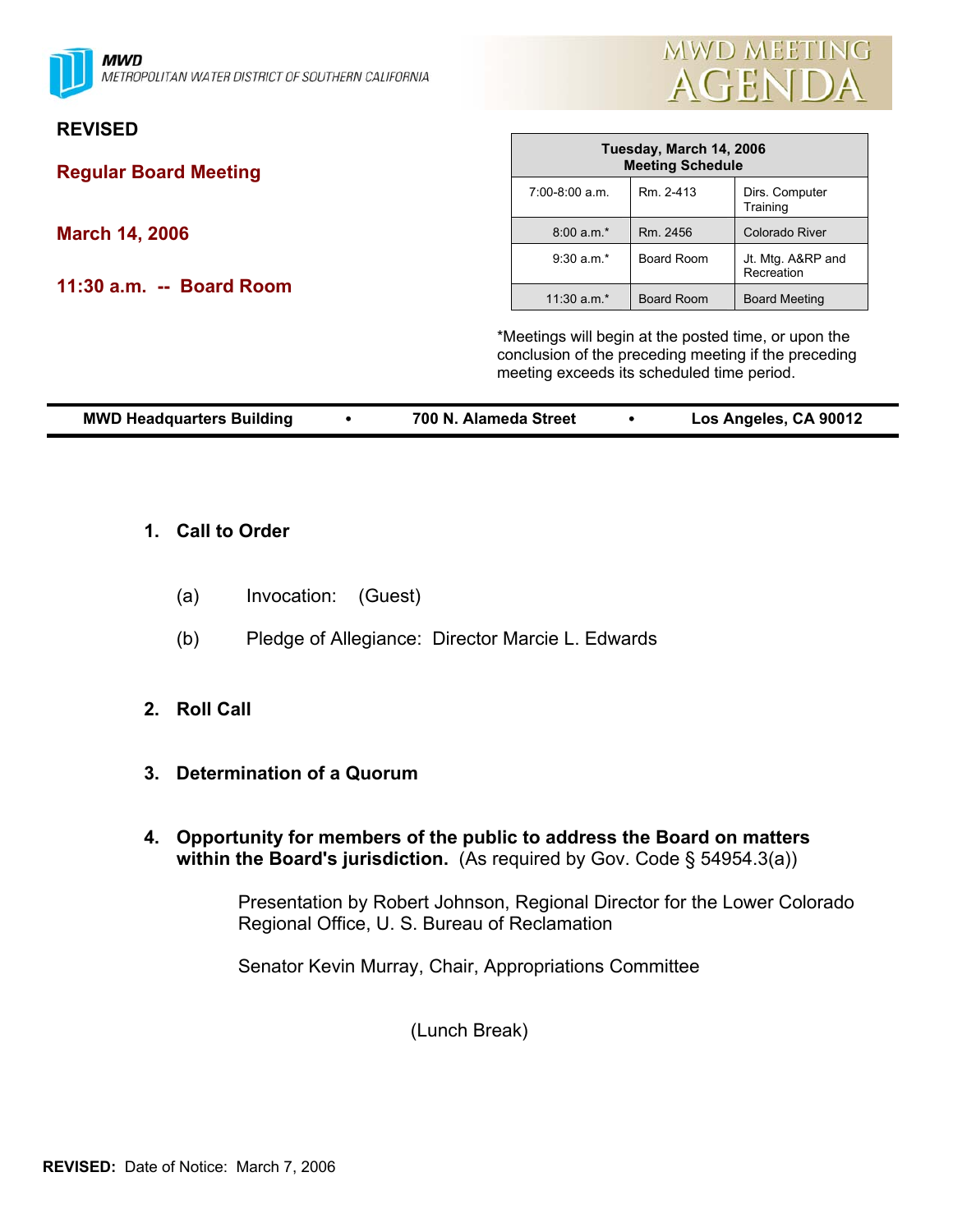MWD
METROPOLITAN WATER DISTRICT OF SOUTHERN CALIFORNIA

MWD MEETING AGENDA

**REVISED**

**Regular Board Meeting**

**March 14, 2006**

**11:30 a.m. -- Board Room**

| Tuesday, March 14, 2006 Meeting Schedule | | |
|---|---|---|
| 7:00-8:00 a.m. | Rm. 2-413 | Dirs. Computer Training |
| 8:00 a.m.* | Rm. 2456 | Colorado River |
| 9:30 a.m.* | Board Room | Jt. Mtg. A&RP and Recreation |
| 11:30 a.m.* | Board Room | Board Meeting |

*Meetings will begin at the posted time, or upon the conclusion of the preceding meeting if the preceding meeting exceeds its scheduled time period.

**MWD Headquarters Building • 700 N. Alameda Street • Los Angeles, CA 90012**

**1. Call to Order**

(a) Invocation: (Guest)

(b) Pledge of Allegiance: Director Marcie L. Edwards

**2. Roll Call**

**3. Determination of a Quorum**

**4. Opportunity for members of the public to address the Board on matters within the Board's jurisdiction.** (As required by Gov. Code § 54954.3(a))

Presentation by Robert Johnson, Regional Director for the Lower Colorado Regional Office, U. S. Bureau of Reclamation

Senator Kevin Murray, Chair, Appropriations Committee

(Lunch Break)

**REVISED:** Date of Notice: March 7, 2006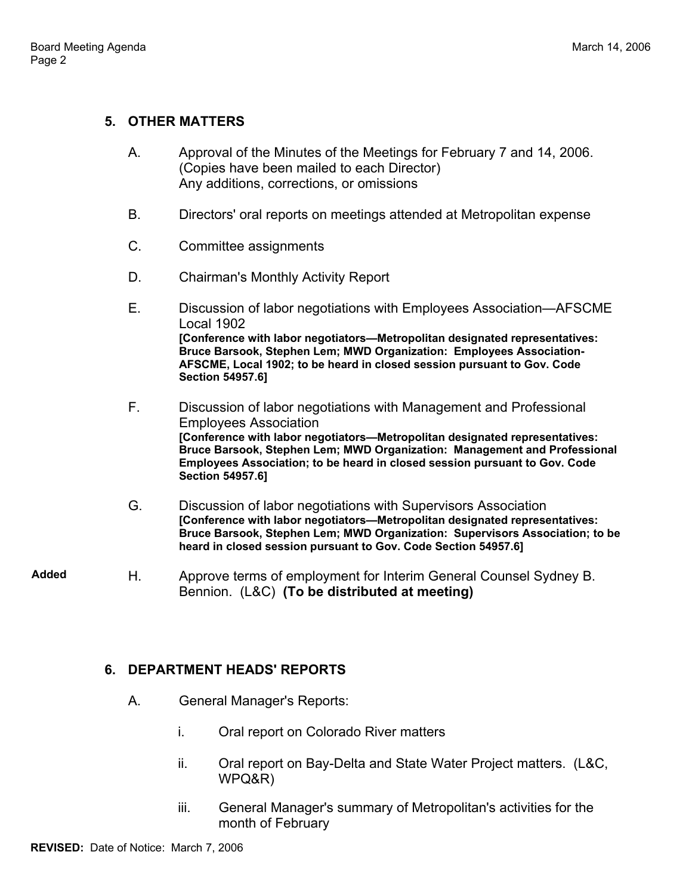## 5. OTHER MATTERS

A. Approval of the Minutes of the Meetings for February 7 and 14, 2006. (Copies have been mailed to each Director)
Any additions, corrections, or omissions

B. Directors' oral reports on meetings attended at Metropolitan expense

C. Committee assignments

D. Chairman's Monthly Activity Report

E. Discussion of labor negotiations with Employees Association—AFSCME Local 1902
**[Conference with labor negotiators—Metropolitan designated representatives: Bruce Barsook, Stephen Lem; MWD Organization: Employees Association-AFSCME, Local 1902; to be heard in closed session pursuant to Gov. Code Section 54957.6]**

F. Discussion of labor negotiations with Management and Professional Employees Association
**[Conference with labor negotiators—Metropolitan designated representatives: Bruce Barsook, Stephen Lem; MWD Organization: Management and Professional Employees Association; to be heard in closed session pursuant to Gov. Code Section 54957.6]**

G. Discussion of labor negotiations with Supervisors Association
**[Conference with labor negotiators—Metropolitan designated representatives: Bruce Barsook, Stephen Lem; MWD Organization: Supervisors Association; to be heard in closed session pursuant to Gov. Code Section 54957.6]**

**Added** H. Approve terms of employment for Interim General Counsel Sydney B. Bennion. (L&C) **(To be distributed at meeting)**

## 6. DEPARTMENT HEADS' REPORTS

A. General Manager's Reports:

i. Oral report on Colorado River matters

ii. Oral report on Bay-Delta and State Water Project matters. (L&C, WPQ&R)

iii. General Manager's summary of Metropolitan's activities for the month of February

**REVISED:** Date of Notice: March 7, 2006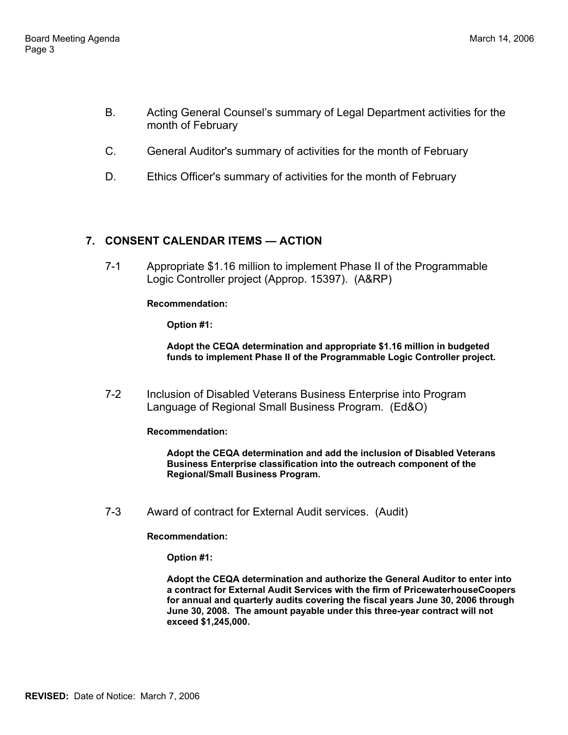B. Acting General Counsel's summary of Legal Department activities for the month of February

C. General Auditor's summary of activities for the month of February

D. Ethics Officer's summary of activities for the month of February

## 7. CONSENT CALENDAR ITEMS — ACTION

7-1 Appropriate $1.16 million to implement Phase II of the Programmable Logic Controller project (Approp. 15397). (A&RP)

**Recommendation:**

**Option #1:**

**Adopt the CEQA determination and appropriate $1.16 million in budgeted funds to implement Phase II of the Programmable Logic Controller project.**

7-2 Inclusion of Disabled Veterans Business Enterprise into Program Language of Regional Small Business Program. (Ed&O)

**Recommendation:**

**Adopt the CEQA determination and add the inclusion of Disabled Veterans Business Enterprise classification into the outreach component of the Regional/Small Business Program.**

7-3 Award of contract for External Audit services. (Audit)

**Recommendation:**

**Option #1:**

**Adopt the CEQA determination and authorize the General Auditor to enter into a contract for External Audit Services with the firm of PricewaterhouseCoopers for annual and quarterly audits covering the fiscal years June 30, 2006 through June 30, 2008. The amount payable under this three-year contract will not exceed $1,245,000.**

**REVISED:** Date of Notice: March 7, 2006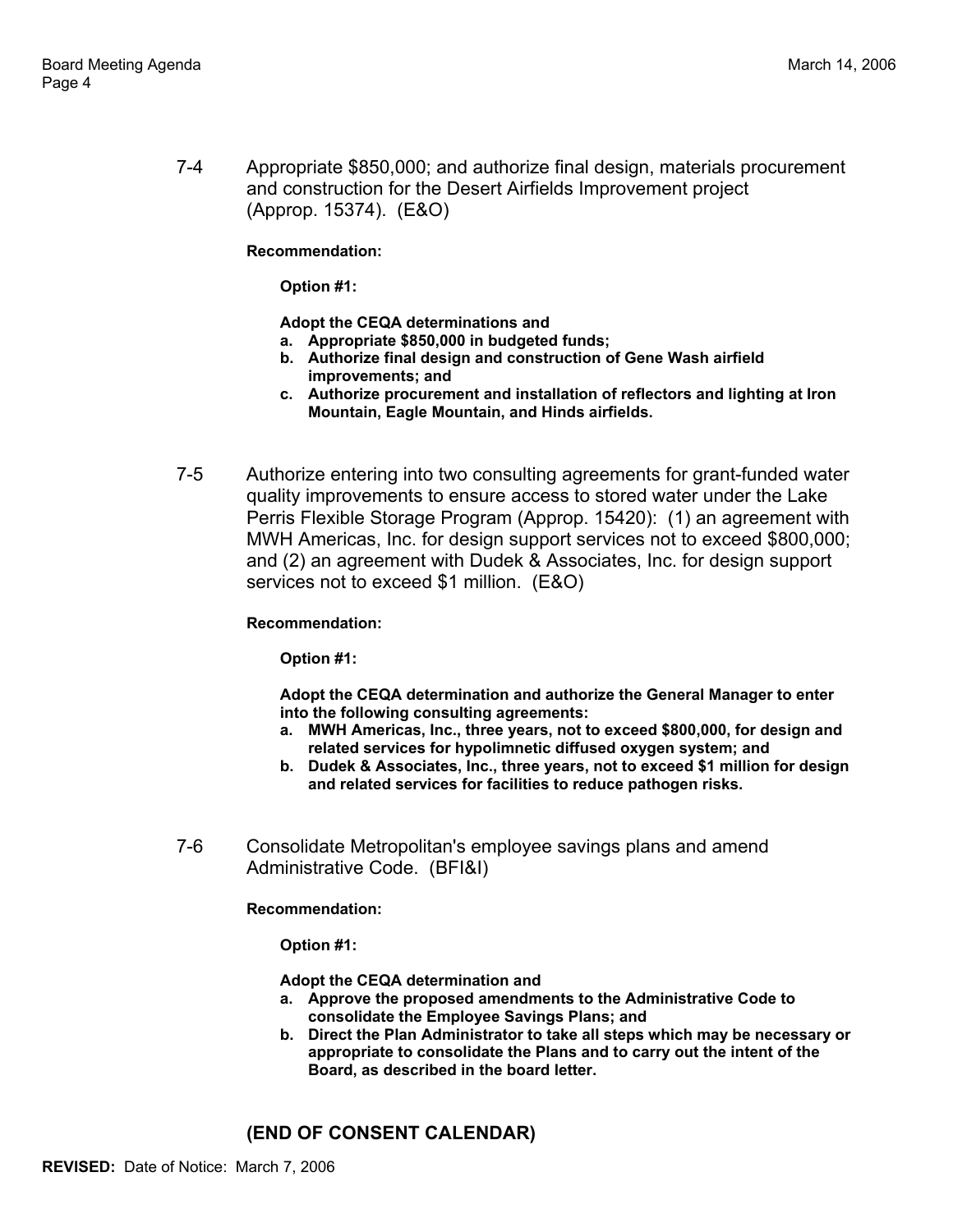7-4 Appropriate $850,000; and authorize final design, materials procurement and construction for the Desert Airfields Improvement project (Approp. 15374). (E&O)

**Recommendation:**

**Option #1:**

**Adopt the CEQA determinations and**

**a. Appropriate $850,000 in budgeted funds;**

**b. Authorize final design and construction of Gene Wash airfield improvements; and**

**c. Authorize procurement and installation of reflectors and lighting at Iron Mountain, Eagle Mountain, and Hinds airfields.**

7-5 Authorize entering into two consulting agreements for grant-funded water quality improvements to ensure access to stored water under the Lake Perris Flexible Storage Program (Approp. 15420): (1) an agreement with MWH Americas, Inc. for design support services not to exceed $800,000; and (2) an agreement with Dudek & Associates, Inc. for design support services not to exceed $1 million. (E&O)

**Recommendation:**

**Option #1:**

**Adopt the CEQA determination and authorize the General Manager to enter into the following consulting agreements:**

**a. MWH Americas, Inc., three years, not to exceed $800,000, for design and related services for hypolimnetic diffused oxygen system; and**

**b. Dudek & Associates, Inc., three years, not to exceed $1 million for design and related services for facilities to reduce pathogen risks.**

7-6 Consolidate Metropolitan's employee savings plans and amend Administrative Code. (BFI&I)

**Recommendation:**

**Option #1:**

**Adopt the CEQA determination and**

**a. Approve the proposed amendments to the Administrative Code to consolidate the Employee Savings Plans; and**

**b. Direct the Plan Administrator to take all steps which may be necessary or appropriate to consolidate the Plans and to carry out the intent of the Board, as described in the board letter.**

**(END OF CONSENT CALENDAR)**

**REVISED:** Date of Notice: March 7, 2006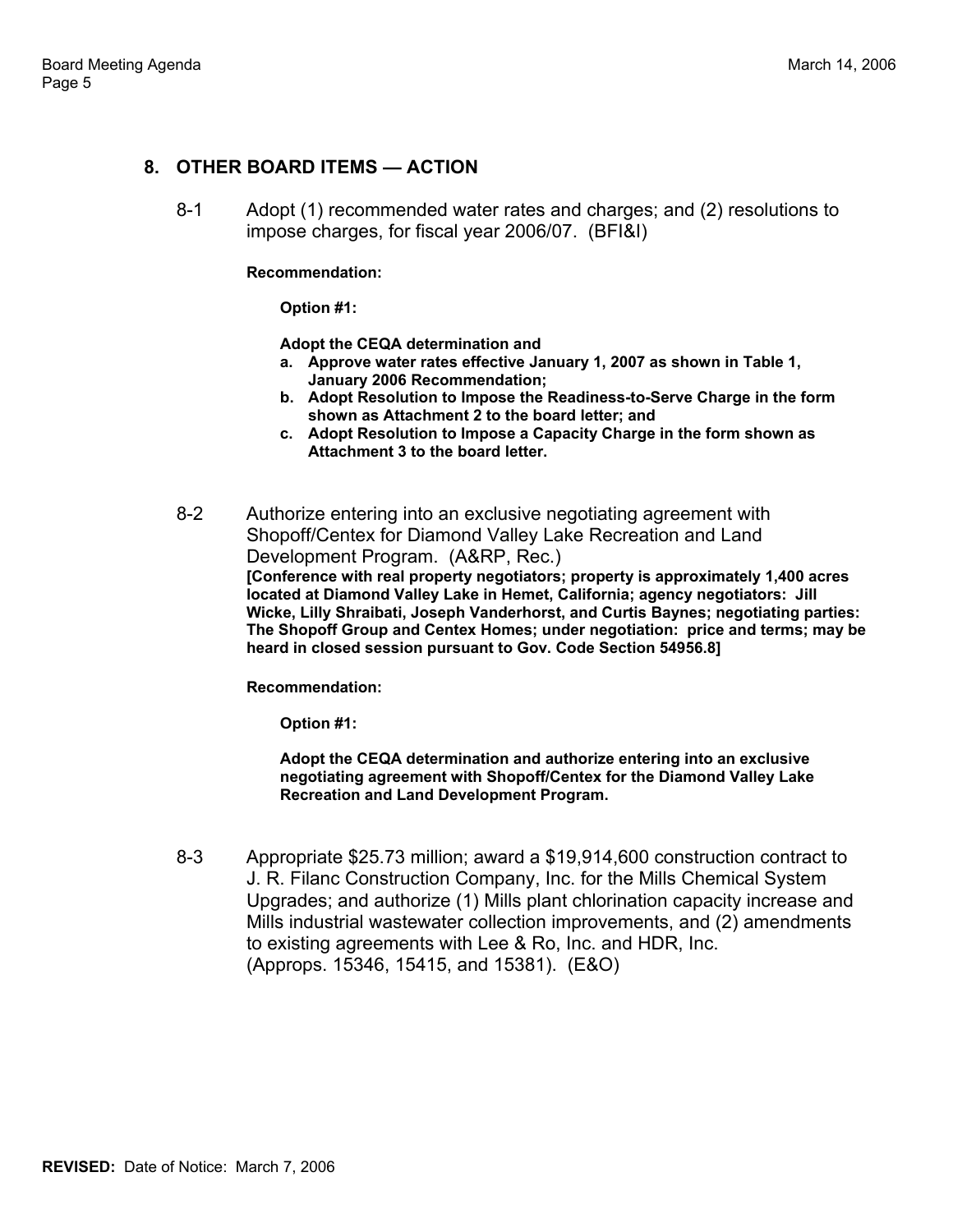## 8. OTHER BOARD ITEMS — ACTION

8-1 Adopt (1) recommended water rates and charges; and (2) resolutions to impose charges, for fiscal year 2006/07. (BFI&I)

**Recommendation:**

**Option #1:**

**Adopt the CEQA determination and**

- **a. Approve water rates effective January 1, 2007 as shown in Table 1, January 2006 Recommendation;**
- **b. Adopt Resolution to Impose the Readiness-to-Serve Charge in the form shown as Attachment 2 to the board letter; and**
- **c. Adopt Resolution to Impose a Capacity Charge in the form shown as Attachment 3 to the board letter.**

8-2 Authorize entering into an exclusive negotiating agreement with Shopoff/Centex for Diamond Valley Lake Recreation and Land Development Program. (A&RP, Rec.)
**[Conference with real property negotiators; property is approximately 1,400 acres located at Diamond Valley Lake in Hemet, California; agency negotiators: Jill Wicke, Lilly Shraibati, Joseph Vanderhorst, and Curtis Baynes; negotiating parties: The Shopoff Group and Centex Homes; under negotiation: price and terms; may be heard in closed session pursuant to Gov. Code Section 54956.8]**

**Recommendation:**

**Option #1:**

**Adopt the CEQA determination and authorize entering into an exclusive negotiating agreement with Shopoff/Centex for the Diamond Valley Lake Recreation and Land Development Program.**

8-3 Appropriate $25.73 million; award a $19,914,600 construction contract to J. R. Filanc Construction Company, Inc. for the Mills Chemical System Upgrades; and authorize (1) Mills plant chlorination capacity increase and Mills industrial wastewater collection improvements, and (2) amendments to existing agreements with Lee & Ro, Inc. and HDR, Inc. (Approps. 15346, 15415, and 15381). (E&O)

**REVISED:** Date of Notice: March 7, 2006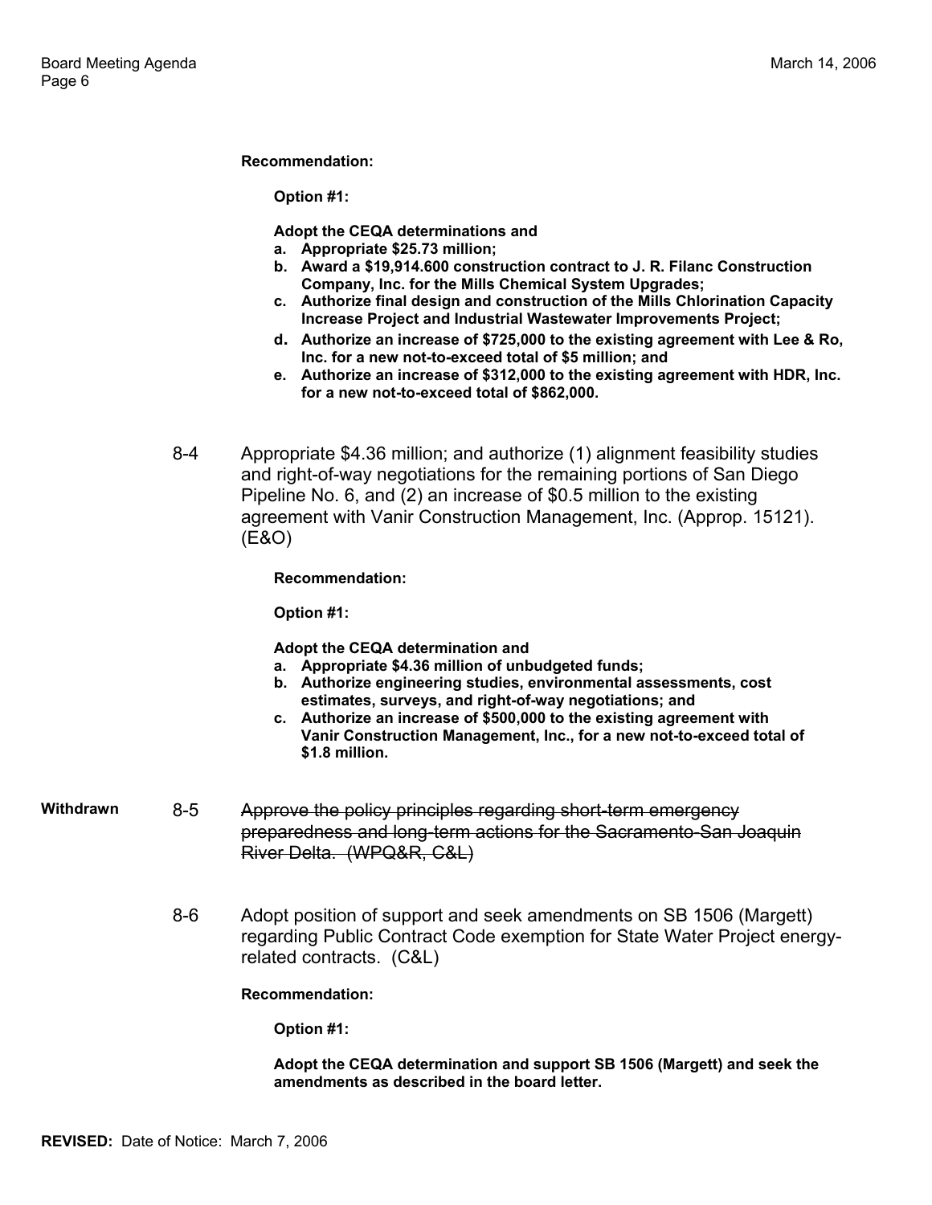**Recommendation:**

**Option #1:**

**Adopt the CEQA determinations and**

- **a. Appropriate $25.73 million;**
- **b. Award a $19,914.600 construction contract to J. R. Filanc Construction Company, Inc. for the Mills Chemical System Upgrades;**
- **c. Authorize final design and construction of the Mills Chlorination Capacity Increase Project and Industrial Wastewater Improvements Project;**
- **d. Authorize an increase of $725,000 to the existing agreement with Lee & Ro, Inc. for a new not-to-exceed total of $5 million; and**
- **e. Authorize an increase of $312,000 to the existing agreement with HDR, Inc. for a new not-to-exceed total of $862,000.**

8-4 Appropriate $4.36 million; and authorize (1) alignment feasibility studies and right-of-way negotiations for the remaining portions of San Diego Pipeline No. 6, and (2) an increase of $0.5 million to the existing agreement with Vanir Construction Management, Inc. (Approp. 15121). (E&O)

**Recommendation:**

**Option #1:**

**Adopt the CEQA determination and**

- **a. Appropriate $4.36 million of unbudgeted funds;**
- **b. Authorize engineering studies, environmental assessments, cost estimates, surveys, and right-of-way negotiations; and**
- **c. Authorize an increase of $500,000 to the existing agreement with Vanir Construction Management, Inc., for a new not-to-exceed total of $1.8 million.**

**Withdrawn** 8-5 ~~Approve the policy principles regarding short-term emergency preparedness and long-term actions for the Sacramento-San Joaquin River Delta. (WPQ&R, C&L)~~

8-6 Adopt position of support and seek amendments on SB 1506 (Margett) regarding Public Contract Code exemption for State Water Project energy-related contracts. (C&L)

**Recommendation:**

**Option #1:**

**Adopt the CEQA determination and support SB 1506 (Margett) and seek the amendments as described in the board letter.**

**REVISED:** Date of Notice: March 7, 2006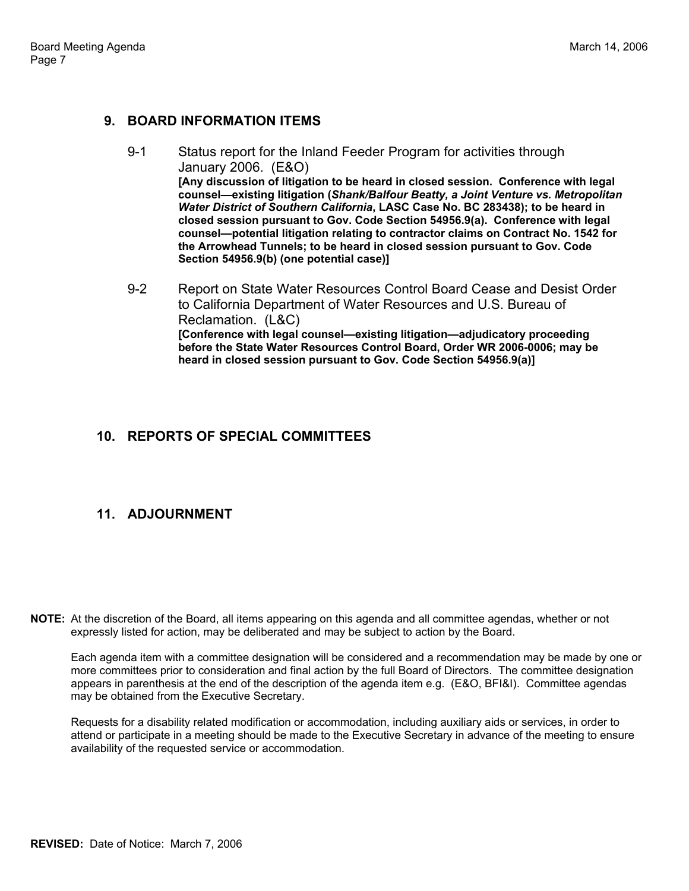## 9. BOARD INFORMATION ITEMS

9-1 Status report for the Inland Feeder Program for activities through January 2006. (E&O)
**[Any discussion of litigation to be heard in closed session. Conference with legal counsel—existing litigation (*Shank/Balfour Beatty, a Joint Venture vs. Metropolitan Water District of Southern California*, LASC Case No. BC 283438); to be heard in closed session pursuant to Gov. Code Section 54956.9(a). Conference with legal counsel—potential litigation relating to contractor claims on Contract No. 1542 for the Arrowhead Tunnels; to be heard in closed session pursuant to Gov. Code Section 54956.9(b) (one potential case)]**

9-2 Report on State Water Resources Control Board Cease and Desist Order to California Department of Water Resources and U.S. Bureau of Reclamation. (L&C)
**[Conference with legal counsel—existing litigation—adjudicatory proceeding before the State Water Resources Control Board, Order WR 2006-0006; may be heard in closed session pursuant to Gov. Code Section 54956.9(a)]**

## 10. REPORTS OF SPECIAL COMMITTEES

## 11. ADJOURNMENT

**NOTE:** At the discretion of the Board, all items appearing on this agenda and all committee agendas, whether or not expressly listed for action, may be deliberated and may be subject to action by the Board.

Each agenda item with a committee designation will be considered and a recommendation may be made by one or more committees prior to consideration and final action by the full Board of Directors. The committee designation appears in parenthesis at the end of the description of the agenda item e.g. (E&O, BFI&I). Committee agendas may be obtained from the Executive Secretary.

Requests for a disability related modification or accommodation, including auxiliary aids or services, in order to attend or participate in a meeting should be made to the Executive Secretary in advance of the meeting to ensure availability of the requested service or accommodation.

**REVISED:** Date of Notice: March 7, 2006